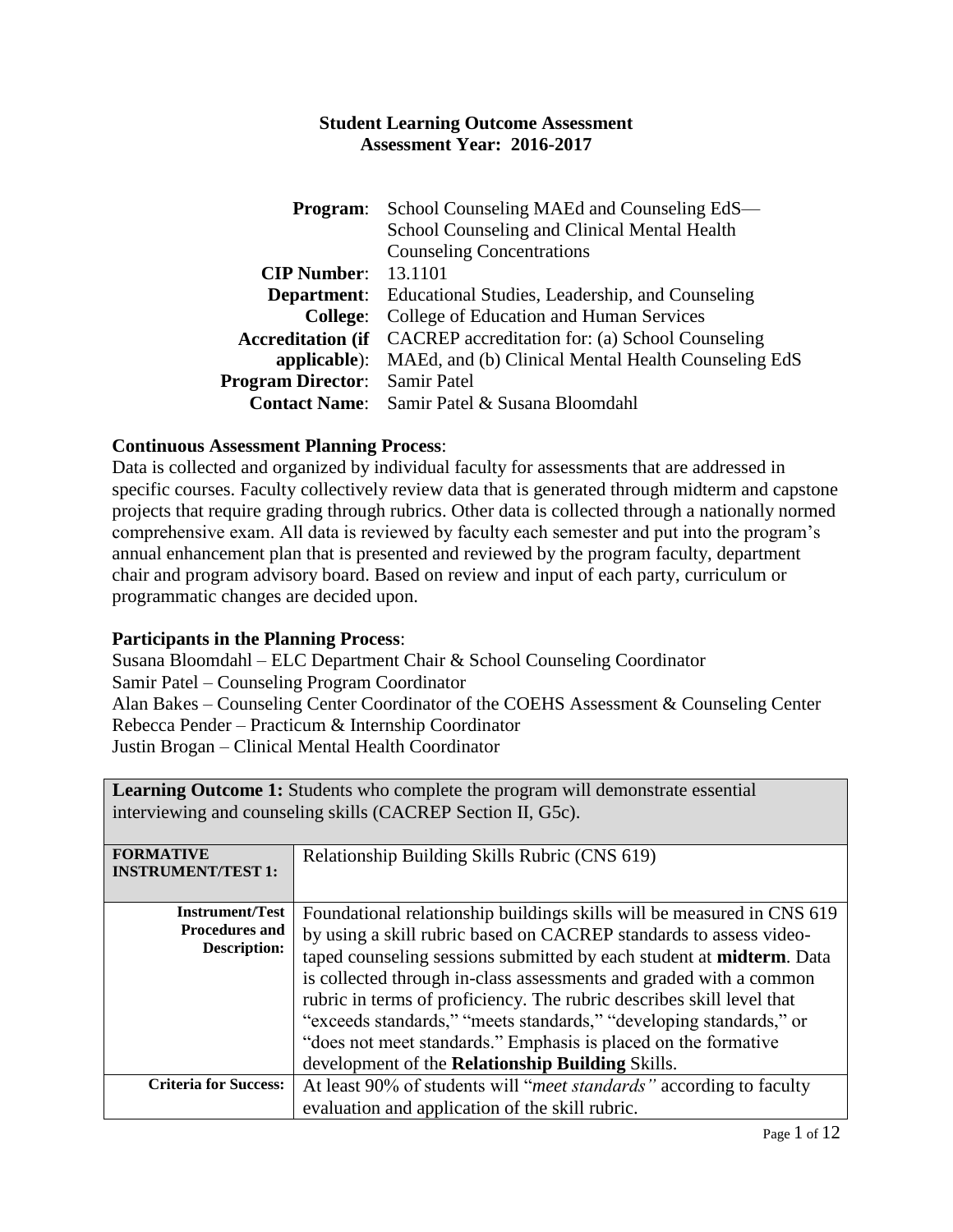**Student Learning Outcome Assessment**
**Assessment Year: 2016-2017**

| | |
|---|---|
| **Program**: | School Counseling MAEd and Counseling EdS—School Counseling and Clinical Mental Health Counseling Concentrations |
| **CIP Number**: | 13.1101 |
| **Department**: | Educational Studies, Leadership, and Counseling |
| **College**: | College of Education and Human Services |
| **Accreditation (if applicable)**: | CACREP accreditation for: (a) School Counseling MAEd, and (b) Clinical Mental Health Counseling EdS |
| **Program Director**: | Samir Patel |
| **Contact Name**: | Samir Patel & Susana Bloomdahl |

**Continuous Assessment Planning Process**:
Data is collected and organized by individual faculty for assessments that are addressed in specific courses. Faculty collectively review data that is generated through midterm and capstone projects that require grading through rubrics. Other data is collected through a nationally normed comprehensive exam. All data is reviewed by faculty each semester and put into the program's annual enhancement plan that is presented and reviewed by the program faculty, department chair and program advisory board. Based on review and input of each party, curriculum or programmatic changes are decided upon.

**Participants in the Planning Process**:
Susana Bloomdahl – ELC Department Chair & School Counseling Coordinator
Samir Patel – Counseling Program Coordinator
Alan Bakes – Counseling Center Coordinator of the COEHS Assessment & Counseling Center
Rebecca Pender – Practicum & Internship Coordinator
Justin Brogan – Clinical Mental Health Coordinator

| **Learning Outcome 1:** Students who complete the program will demonstrate essential interviewing and counseling skills (CACREP Section II, G5c). | |
|---|---|
| **FORMATIVE INSTRUMENT/TEST 1:** | Relationship Building Skills Rubric (CNS 619) |
| **Instrument/Test Procedures and Description:** | Foundational relationship buildings skills will be measured in CNS 619 by using a skill rubric based on CACREP standards to assess video-taped counseling sessions submitted by each student at **midterm**. Data is collected through in-class assessments and graded with a common rubric in terms of proficiency. The rubric describes skill level that "exceeds standards," "meets standards," "developing standards," or "does not meet standards." Emphasis is placed on the formative development of the **Relationship Building** Skills. |
| **Criteria for Success:** | At least 90% of students will "*meet standards"* according to faculty evaluation and application of the skill rubric. |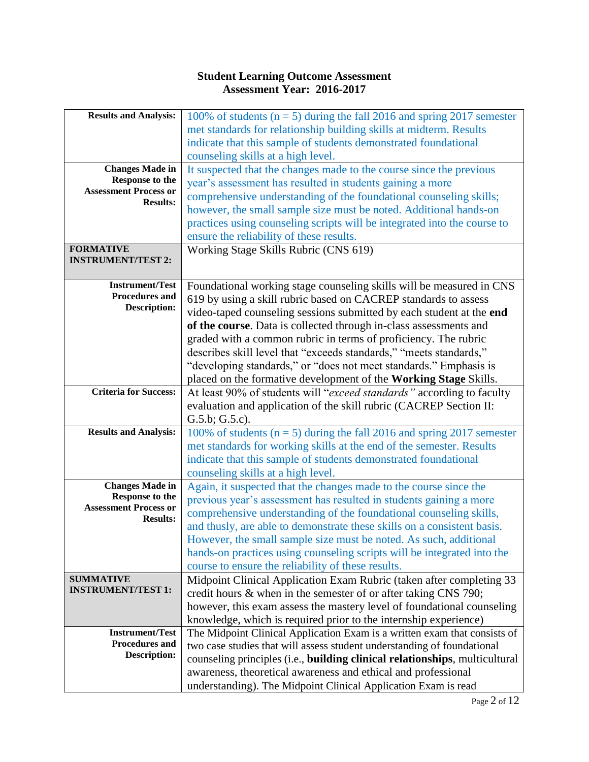**Student Learning Outcome Assessment**
**Assessment Year: 2016-2017**

| | |
|---|---|
| **Results and Analysis:** | 100% of students (n = 5) during the fall 2016 and spring 2017 semester met standards for relationship building skills at midterm. Results indicate that this sample of students demonstrated foundational counseling skills at a high level. |
| **Changes Made in Response to the Assessment Process or Results:** | It suspected that the changes made to the course since the previous year's assessment has resulted in students gaining a more comprehensive understanding of the foundational counseling skills; however, the small sample size must be noted. Additional hands-on practices using counseling scripts will be integrated into the course to ensure the reliability of these results. |
| **FORMATIVE INSTRUMENT/TEST 2:** | Working Stage Skills Rubric (CNS 619) |
| **Instrument/Test Procedures and Description:** | Foundational working stage counseling skills will be measured in CNS 619 by using a skill rubric based on CACREP standards to assess video-taped counseling sessions submitted by each student at the **end of the course**. Data is collected through in-class assessments and graded with a common rubric in terms of proficiency. The rubric describes skill level that "exceeds standards," "meets standards," "developing standards," or "does not meet standards." Emphasis is placed on the formative development of the **Working Stage** Skills. |
| **Criteria for Success:** | At least 90% of students will "*exceed standards"* according to faculty evaluation and application of the skill rubric (CACREP Section II: G.5.b; G.5.c). |
| **Results and Analysis:** | 100% of students (n = 5) during the fall 2016 and spring 2017 semester met standards for working skills at the end of the semester. Results indicate that this sample of students demonstrated foundational counseling skills at a high level. |
| **Changes Made in Response to the Assessment Process or Results:** | Again, it suspected that the changes made to the course since the previous year's assessment has resulted in students gaining a more comprehensive understanding of the foundational counseling skills, and thusly, are able to demonstrate these skills on a consistent basis. However, the small sample size must be noted. As such, additional hands-on practices using counseling scripts will be integrated into the course to ensure the reliability of these results. |
| **SUMMATIVE INSTRUMENT/TEST 1:** | Midpoint Clinical Application Exam Rubric (taken after completing 33 credit hours & when in the semester of or after taking CNS 790; however, this exam assess the mastery level of foundational counseling knowledge, which is required prior to the internship experience) |
| **Instrument/Test Procedures and Description:** | The Midpoint Clinical Application Exam is a written exam that consists of two case studies that will assess student understanding of foundational counseling principles (i.e., **building clinical relationships**, multicultural awareness, theoretical awareness and ethical and professional understanding). The Midpoint Clinical Application Exam is read |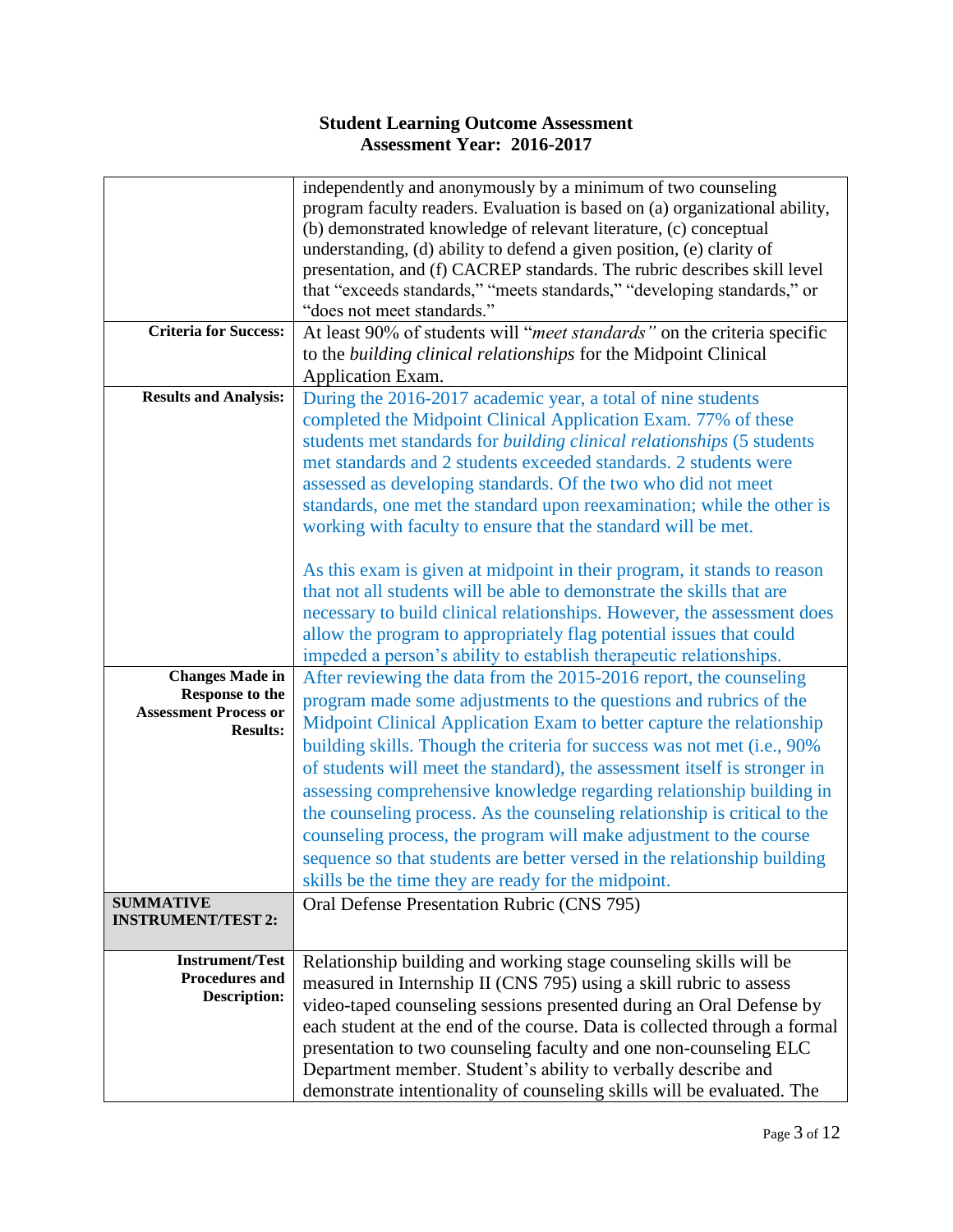# Student Learning Outcome Assessment
## Assessment Year: 2016-2017

| | |
|---|---|
| | independently and anonymously by a minimum of two counseling program faculty readers. Evaluation is based on (a) organizational ability, (b) demonstrated knowledge of relevant literature, (c) conceptual understanding, (d) ability to defend a given position, (e) clarity of presentation, and (f) CACREP standards. The rubric describes skill level that "exceeds standards," "meets standards," "developing standards," or "does not meet standards." |
| **Criteria for Success:** | At least 90% of students will "*meet standards"* on the criteria specific to the *building clinical relationships* for the Midpoint Clinical Application Exam. |
| **Results and Analysis:** | During the 2016-2017 academic year, a total of nine students completed the Midpoint Clinical Application Exam. 77% of these students met standards for *building clinical relationships* (5 students met standards and 2 students exceeded standards. 2 students were assessed as developing standards. Of the two who did not meet standards, one met the standard upon reexamination; while the other is working with faculty to ensure that the standard will be met.<br><br>As this exam is given at midpoint in their program, it stands to reason that not all students will be able to demonstrate the skills that are necessary to build clinical relationships. However, the assessment does allow the program to appropriately flag potential issues that could impeded a person's ability to establish therapeutic relationships. |
| **Changes Made in Response to the Assessment Process or Results:** | After reviewing the data from the 2015-2016 report, the counseling program made some adjustments to the questions and rubrics of the Midpoint Clinical Application Exam to better capture the relationship building skills. Though the criteria for success was not met (i.e., 90% of students will meet the standard), the assessment itself is stronger in assessing comprehensive knowledge regarding relationship building in the counseling process. As the counseling relationship is critical to the counseling process, the program will make adjustment to the course sequence so that students are better versed in the relationship building skills be the time they are ready for the midpoint. |
| **SUMMATIVE INSTRUMENT/TEST 2:** | Oral Defense Presentation Rubric (CNS 795) |
| **Instrument/Test Procedures and Description:** | Relationship building and working stage counseling skills will be measured in Internship II (CNS 795) using a skill rubric to assess video-taped counseling sessions presented during an Oral Defense by each student at the end of the course. Data is collected through a formal presentation to two counseling faculty and one non-counseling ELC Department member. Student's ability to verbally describe and demonstrate intentionality of counseling skills will be evaluated. The |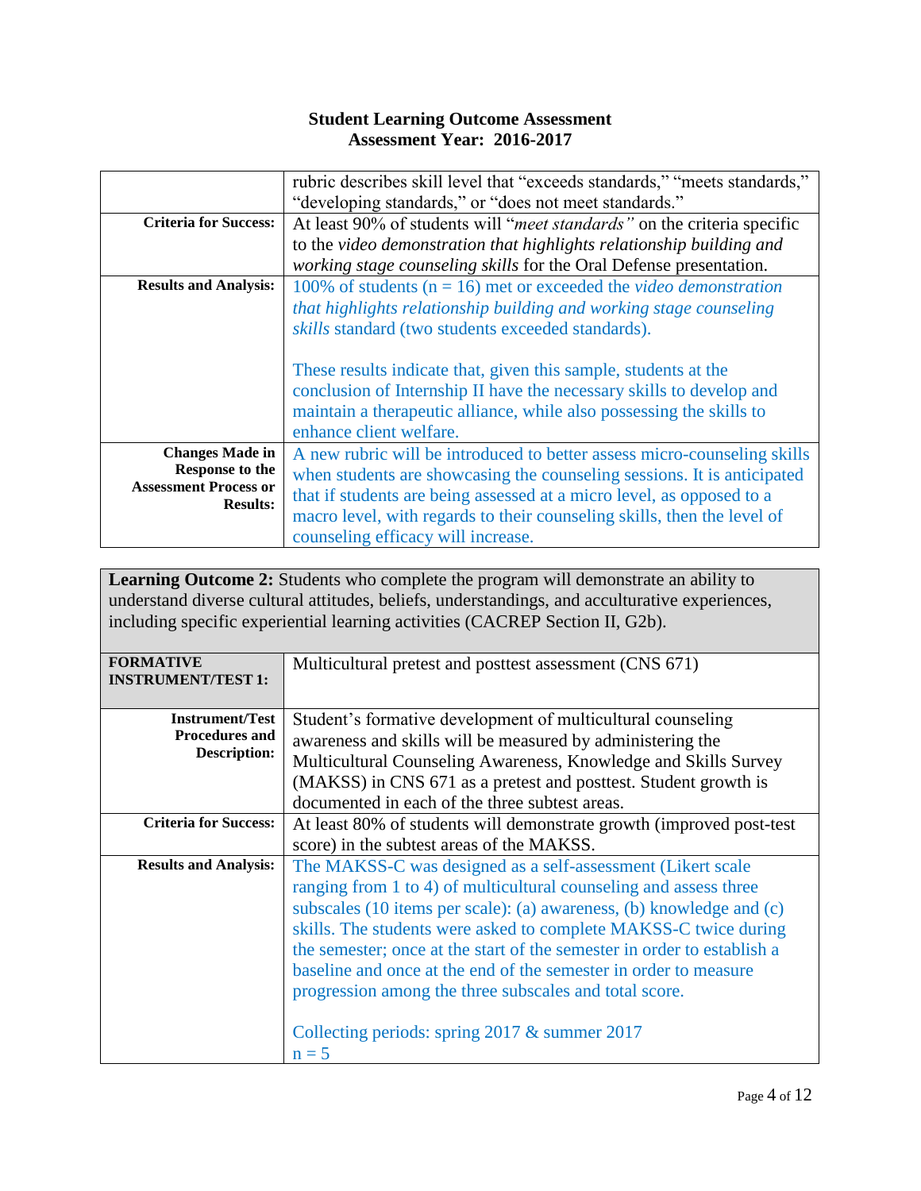**Student Learning Outcome Assessment**
**Assessment Year: 2016-2017**

| | |
|---|---|
| | rubric describes skill level that "exceeds standards," "meets standards," "developing standards," or "does not meet standards." |
| **Criteria for Success:** | At least 90% of students will "*meet standards"* on the criteria specific to the *video demonstration that highlights relationship building and working stage counseling skills* for the Oral Defense presentation. |
| **Results and Analysis:** | 100% of students (n = 16) met or exceeded the *video demonstration that highlights relationship building and working stage counseling skills* standard (two students exceeded standards).<br><br>These results indicate that, given this sample, students at the conclusion of Internship II have the necessary skills to develop and maintain a therapeutic alliance, while also possessing the skills to enhance client welfare. |
| **Changes Made in Response to the Assessment Process or Results:** | A new rubric will be introduced to better assess micro-counseling skills when students are showcasing the counseling sessions. It is anticipated that if students are being assessed at a micro level, as opposed to a macro level, with regards to their counseling skills, then the level of counseling efficacy will increase. |

**Learning Outcome 2:** Students who complete the program will demonstrate an ability to understand diverse cultural attitudes, beliefs, understandings, and acculturative experiences, including specific experiential learning activities (CACREP Section II, G2b).

| | |
|---|---|
| **FORMATIVE INSTRUMENT/TEST 1:** | Multicultural pretest and posttest assessment (CNS 671) |
| **Instrument/Test Procedures and Description:** | Student's formative development of multicultural counseling awareness and skills will be measured by administering the Multicultural Counseling Awareness, Knowledge and Skills Survey (MAKSS) in CNS 671 as a pretest and posttest. Student growth is documented in each of the three subtest areas. |
| **Criteria for Success:** | At least 80% of students will demonstrate growth (improved post-test score) in the subtest areas of the MAKSS. |
| **Results and Analysis:** | The MAKSS-C was designed as a self-assessment (Likert scale ranging from 1 to 4) of multicultural counseling and assess three subscales (10 items per scale): (a) awareness, (b) knowledge and (c) skills. The students were asked to complete MAKSS-C twice during the semester; once at the start of the semester in order to establish a baseline and once at the end of the semester in order to measure progression among the three subscales and total score.<br><br>Collecting periods: spring 2017 & summer 2017<br>n = 5 |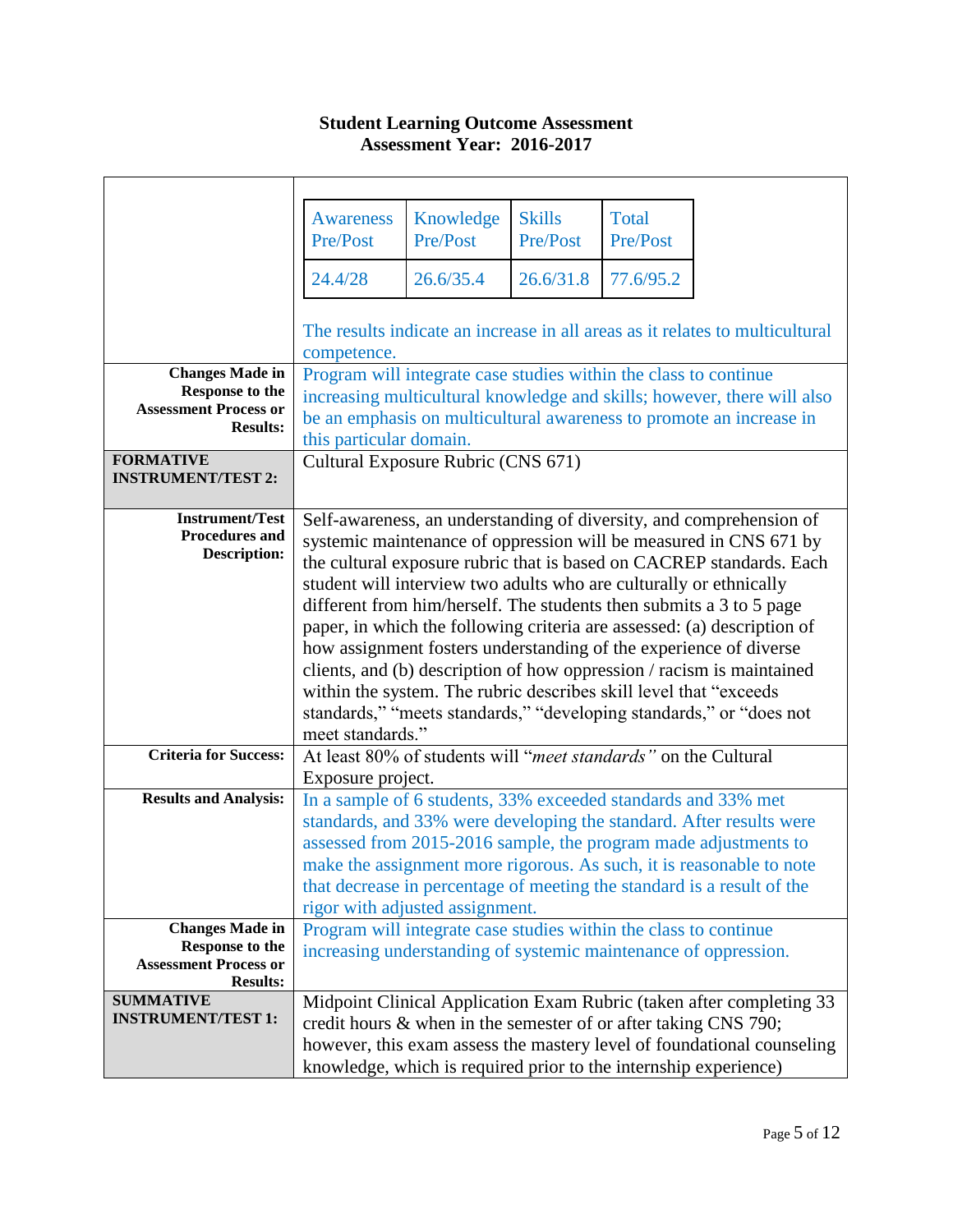**Student Learning Outcome Assessment**
**Assessment Year: 2016-2017**

| | |
|---|---|
| | (see nested table below) The results indicate an increase in all areas as it relates to multicultural competence. |
| **Changes Made in Response to the Assessment Process or Results:** | Program will integrate case studies within the class to continue increasing multicultural knowledge and skills; however, there will also be an emphasis on multicultural awareness to promote an increase in this particular domain. |
| **FORMATIVE INSTRUMENT/TEST 2:** | Cultural Exposure Rubric (CNS 671) |
| **Instrument/Test Procedures and Description:** | Self-awareness, an understanding of diversity, and comprehension of systemic maintenance of oppression will be measured in CNS 671 by the cultural exposure rubric that is based on CACREP standards. Each student will interview two adults who are culturally or ethnically different from him/herself. The students then submits a 3 to 5 page paper, in which the following criteria are assessed: (a) description of how assignment fosters understanding of the experience of diverse clients, and (b) description of how oppression / racism is maintained within the system. The rubric describes skill level that "exceeds standards," "meets standards," "developing standards," or "does not meet standards." |
| **Criteria for Success:** | At least 80% of students will "*meet standards*" on the Cultural Exposure project. |
| **Results and Analysis:** | In a sample of 6 students, 33% exceeded standards and 33% met standards, and 33% were developing the standard. After results were assessed from 2015-2016 sample, the program made adjustments to make the assignment more rigorous. As such, it is reasonable to note that decrease in percentage of meeting the standard is a result of the rigor with adjusted assignment. |
| **Changes Made in Response to the Assessment Process or Results:** | Program will integrate case studies within the class to continue increasing understanding of systemic maintenance of oppression. |
| **SUMMATIVE INSTRUMENT/TEST 1:** | Midpoint Clinical Application Exam Rubric (taken after completing 33 credit hours & when in the semester of or after taking CNS 790; however, this exam assess the mastery level of foundational counseling knowledge, which is required prior to the internship experience) |

| Awareness Pre/Post | Knowledge Pre/Post | Skills Pre/Post | Total Pre/Post |
|---|---|---|---|
| 24.4/28 | 26.6/35.4 | 26.6/31.8 | 77.6/95.2 |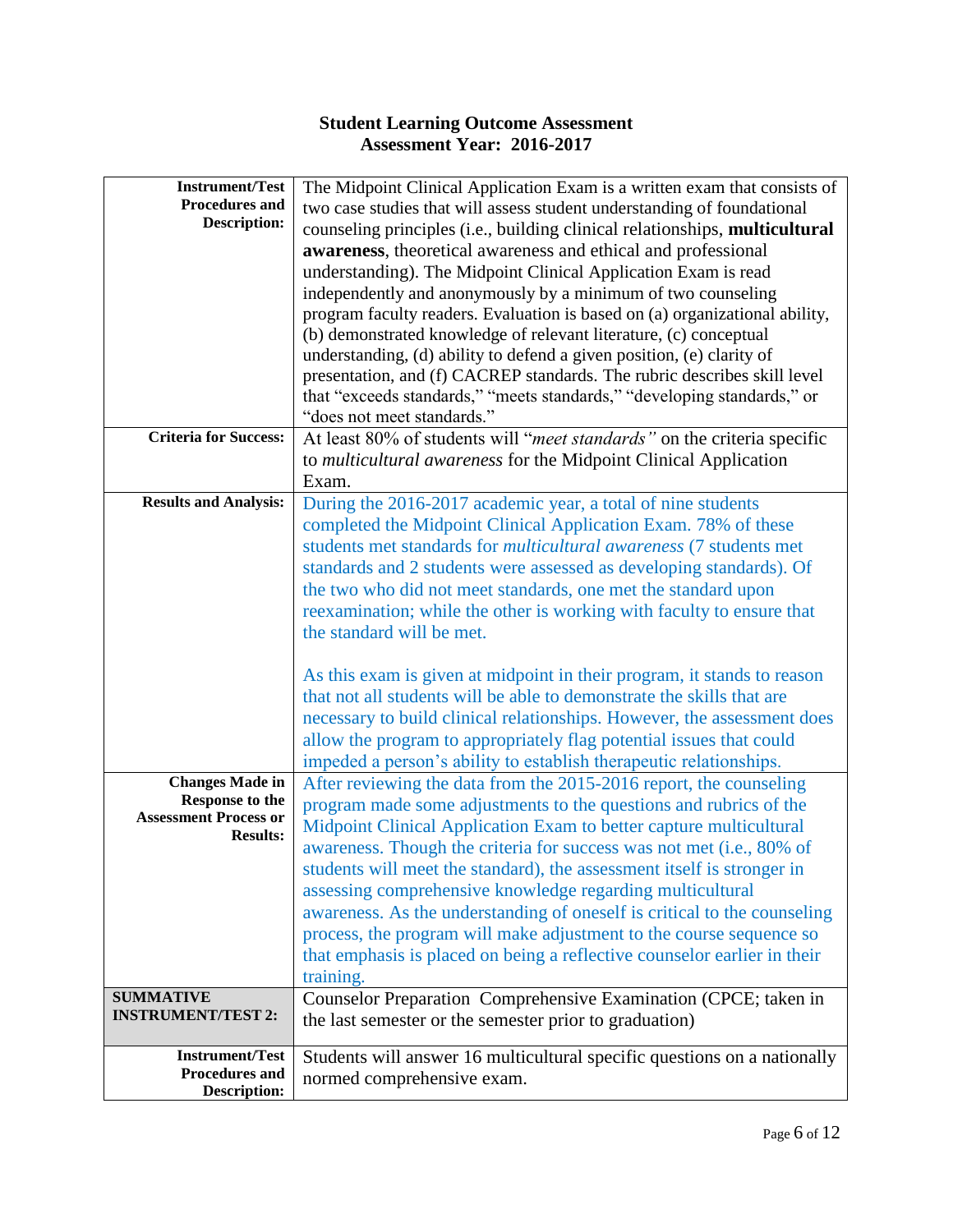**Student Learning Outcome Assessment**
**Assessment Year: 2016-2017**

| | |
|---|---|
| **Instrument/Test Procedures and Description:** | The Midpoint Clinical Application Exam is a written exam that consists of two case studies that will assess student understanding of foundational counseling principles (i.e., building clinical relationships, **multicultural awareness**, theoretical awareness and ethical and professional understanding). The Midpoint Clinical Application Exam is read independently and anonymously by a minimum of two counseling program faculty readers. Evaluation is based on (a) organizational ability, (b) demonstrated knowledge of relevant literature, (c) conceptual understanding, (d) ability to defend a given position, (e) clarity of presentation, and (f) CACREP standards. The rubric describes skill level that "exceeds standards," "meets standards," "developing standards," or "does not meet standards." |
| **Criteria for Success:** | At least 80% of students will "*meet standards"* on the criteria specific to *multicultural awareness* for the Midpoint Clinical Application Exam. |
| **Results and Analysis:** | During the 2016-2017 academic year, a total of nine students completed the Midpoint Clinical Application Exam. 78% of these students met standards for *multicultural awareness* (7 students met standards and 2 students were assessed as developing standards). Of the two who did not meet standards, one met the standard upon reexamination; while the other is working with faculty to ensure that the standard will be met.<br><br>As this exam is given at midpoint in their program, it stands to reason that not all students will be able to demonstrate the skills that are necessary to build clinical relationships. However, the assessment does allow the program to appropriately flag potential issues that could impeded a person's ability to establish therapeutic relationships. |
| **Changes Made in Response to the Assessment Process or Results:** | After reviewing the data from the 2015-2016 report, the counseling program made some adjustments to the questions and rubrics of the Midpoint Clinical Application Exam to better capture multicultural awareness. Though the criteria for success was not met (i.e., 80% of students will meet the standard), the assessment itself is stronger in assessing comprehensive knowledge regarding multicultural awareness. As the understanding of oneself is critical to the counseling process, the program will make adjustment to the course sequence so that emphasis is placed on being a reflective counselor earlier in their training. |
| **SUMMATIVE INSTRUMENT/TEST 2:** | Counselor Preparation Comprehensive Examination (CPCE; taken in the last semester or the semester prior to graduation) |
| **Instrument/Test Procedures and Description:** | Students will answer 16 multicultural specific questions on a nationally normed comprehensive exam. |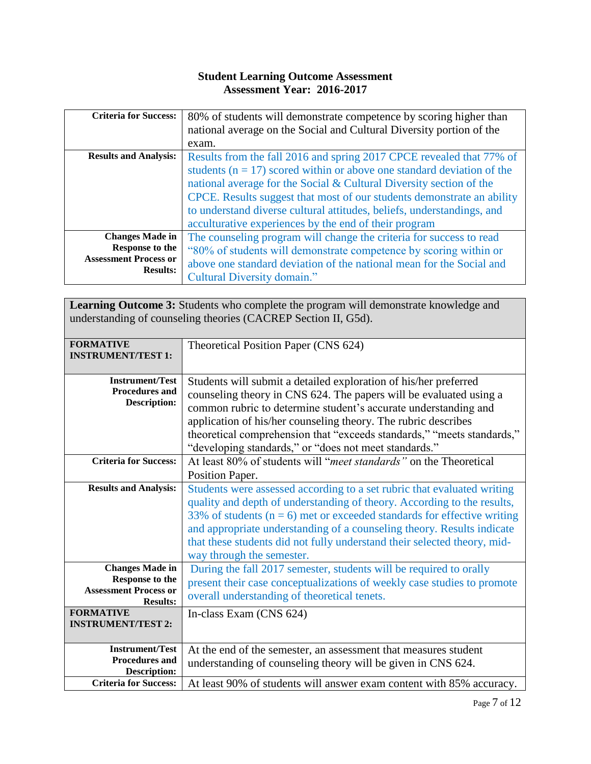**Student Learning Outcome Assessment**
**Assessment Year: 2016-2017**

| | |
|---|---|
| **Criteria for Success:** | 80% of students will demonstrate competence by scoring higher than national average on the Social and Cultural Diversity portion of the exam. |
| **Results and Analysis:** | Results from the fall 2016 and spring 2017 CPCE revealed that 77% of students ($n = 17$) scored within or above one standard deviation of the national average for the Social & Cultural Diversity section of the CPCE. Results suggest that most of our students demonstrate an ability to understand diverse cultural attitudes, beliefs, understandings, and acculturative experiences by the end of their program |
| **Changes Made in Response to the Assessment Process or Results:** | The counseling program will change the criteria for success to read "80% of students will demonstrate competence by scoring within or above one standard deviation of the national mean for the Social and Cultural Diversity domain." |

| | |
|---|---|
| **Learning Outcome 3:** Students who complete the program will demonstrate knowledge and understanding of counseling theories (CACREP Section II, G5d). | |
| **FORMATIVE INSTRUMENT/TEST 1:** | Theoretical Position Paper (CNS 624) |
| **Instrument/Test Procedures and Description:** | Students will submit a detailed exploration of his/her preferred counseling theory in CNS 624. The papers will be evaluated using a common rubric to determine student's accurate understanding and application of his/her counseling theory. The rubric describes theoretical comprehension that "exceeds standards," "meets standards," "developing standards," or "does not meet standards." |
| **Criteria for Success:** | At least 80% of students will "*meet standards"* on the Theoretical Position Paper. |
| **Results and Analysis:** | Students were assessed according to a set rubric that evaluated writing quality and depth of understanding of theory. According to the results, 33% of students ($n = 6$) met or exceeded standards for effective writing and appropriate understanding of a counseling theory. Results indicate that these students did not fully understand their selected theory, mid-way through the semester. |
| **Changes Made in Response to the Assessment Process or Results:** | During the fall 2017 semester, students will be required to orally present their case conceptualizations of weekly case studies to promote overall understanding of theoretical tenets. |
| **FORMATIVE INSTRUMENT/TEST 2:** | In-class Exam (CNS 624) |
| **Instrument/Test Procedures and Description:** | At the end of the semester, an assessment that measures student understanding of counseling theory will be given in CNS 624. |
| **Criteria for Success:** | At least 90% of students will answer exam content with 85% accuracy. |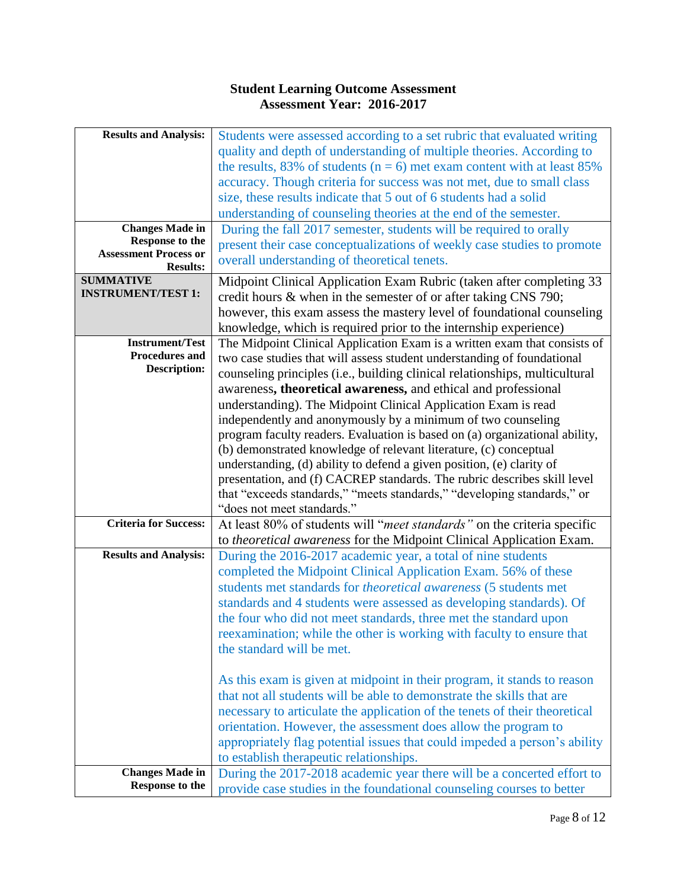**Student Learning Outcome Assessment**
**Assessment Year: 2016-2017**

| | |
|---|---|
| **Results and Analysis:** | Students were assessed according to a set rubric that evaluated writing quality and depth of understanding of multiple theories. According to the results, 83% of students (n = 6) met exam content with at least 85% accuracy. Though criteria for success was not met, due to small class size, these results indicate that 5 out of 6 students had a solid understanding of counseling theories at the end of the semester. |
| **Changes Made in Response to the Assessment Process or Results:** | During the fall 2017 semester, students will be required to orally present their case conceptualizations of weekly case studies to promote overall understanding of theoretical tenets. |
| **SUMMATIVE INSTRUMENT/TEST 1:** | Midpoint Clinical Application Exam Rubric (taken after completing 33 credit hours & when in the semester of or after taking CNS 790; however, this exam assess the mastery level of foundational counseling knowledge, which is required prior to the internship experience) |
| **Instrument/Test Procedures and Description:** | The Midpoint Clinical Application Exam is a written exam that consists of two case studies that will assess student understanding of foundational counseling principles (i.e., building clinical relationships, multicultural awareness**, theoretical awareness,** and ethical and professional understanding). The Midpoint Clinical Application Exam is read independently and anonymously by a minimum of two counseling program faculty readers. Evaluation is based on (a) organizational ability, (b) demonstrated knowledge of relevant literature, (c) conceptual understanding, (d) ability to defend a given position, (e) clarity of presentation, and (f) CACREP standards. The rubric describes skill level that "exceeds standards," "meets standards," "developing standards," or "does not meet standards." |
| **Criteria for Success:** | At least 80% of students will "*meet standards"* on the criteria specific to *theoretical awareness* for the Midpoint Clinical Application Exam. |
| **Results and Analysis:** | During the 2016-2017 academic year, a total of nine students completed the Midpoint Clinical Application Exam. 56% of these students met standards for *theoretical awareness* (5 students met standards and 4 students were assessed as developing standards). Of the four who did not meet standards, three met the standard upon reexamination; while the other is working with faculty to ensure that the standard will be met.<br><br>As this exam is given at midpoint in their program, it stands to reason that not all students will be able to demonstrate the skills that are necessary to articulate the application of the tenets of their theoretical orientation. However, the assessment does allow the program to appropriately flag potential issues that could impeded a person's ability to establish therapeutic relationships. |
| **Changes Made in Response to the** | During the 2017-2018 academic year there will be a concerted effort to provide case studies in the foundational counseling courses to better |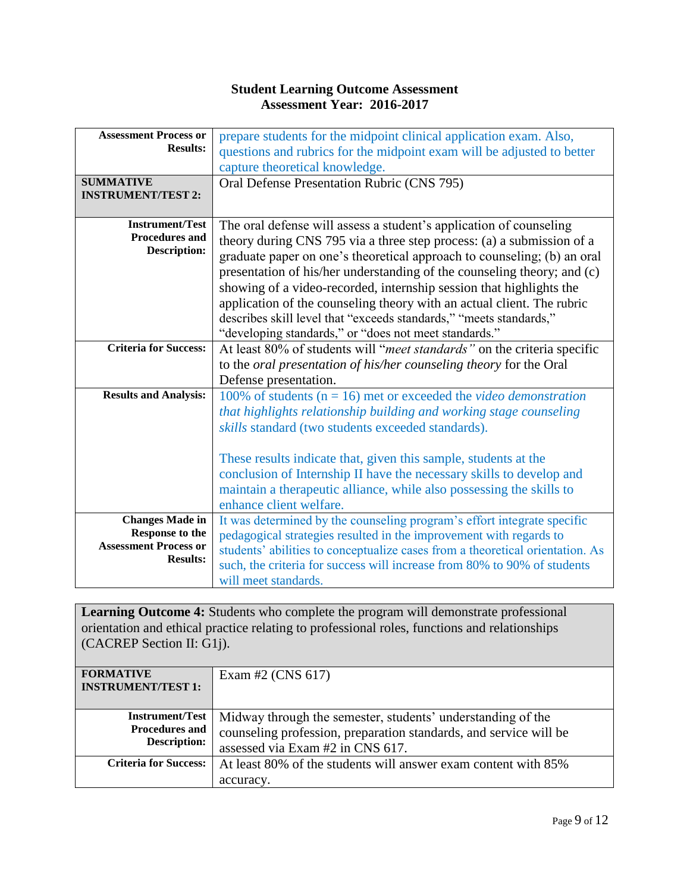**Student Learning Outcome Assessment**
**Assessment Year: 2016-2017**

| | |
|---|---|
| **Assessment Process or Results:** | prepare students for the midpoint clinical application exam. Also, questions and rubrics for the midpoint exam will be adjusted to better capture theoretical knowledge. |
| **SUMMATIVE INSTRUMENT/TEST 2:** | Oral Defense Presentation Rubric (CNS 795) |
| **Instrument/Test Procedures and Description:** | The oral defense will assess a student's application of counseling theory during CNS 795 via a three step process: (a) a submission of a graduate paper on one's theoretical approach to counseling; (b) an oral presentation of his/her understanding of the counseling theory; and (c) showing of a video-recorded, internship session that highlights the application of the counseling theory with an actual client. The rubric describes skill level that "exceeds standards," "meets standards," "developing standards," or "does not meet standards." |
| **Criteria for Success:** | At least 80% of students will "*meet standards"* on the criteria specific to the *oral presentation of his/her counseling theory* for the Oral Defense presentation. |
| **Results and Analysis:** | 100% of students (n = 16) met or exceeded the *video demonstration that highlights relationship building and working stage counseling skills* standard (two students exceeded standards).<br><br>These results indicate that, given this sample, students at the conclusion of Internship II have the necessary skills to develop and maintain a therapeutic alliance, while also possessing the skills to enhance client welfare. |
| **Changes Made in Response to the Assessment Process or Results:** | It was determined by the counseling program's effort integrate specific pedagogical strategies resulted in the improvement with regards to students' abilities to conceptualize cases from a theoretical orientation. As such, the criteria for success will increase from 80% to 90% of students will meet standards. |

**Learning Outcome 4:** Students who complete the program will demonstrate professional orientation and ethical practice relating to professional roles, functions and relationships (CACREP Section II: G1j).

| | |
|---|---|
| **FORMATIVE INSTRUMENT/TEST 1:** | Exam #2 (CNS 617) |
| **Instrument/Test Procedures and Description:** | Midway through the semester, students' understanding of the counseling profession, preparation standards, and service will be assessed via Exam #2 in CNS 617. |
| **Criteria for Success:** | At least 80% of the students will answer exam content with 85% accuracy. |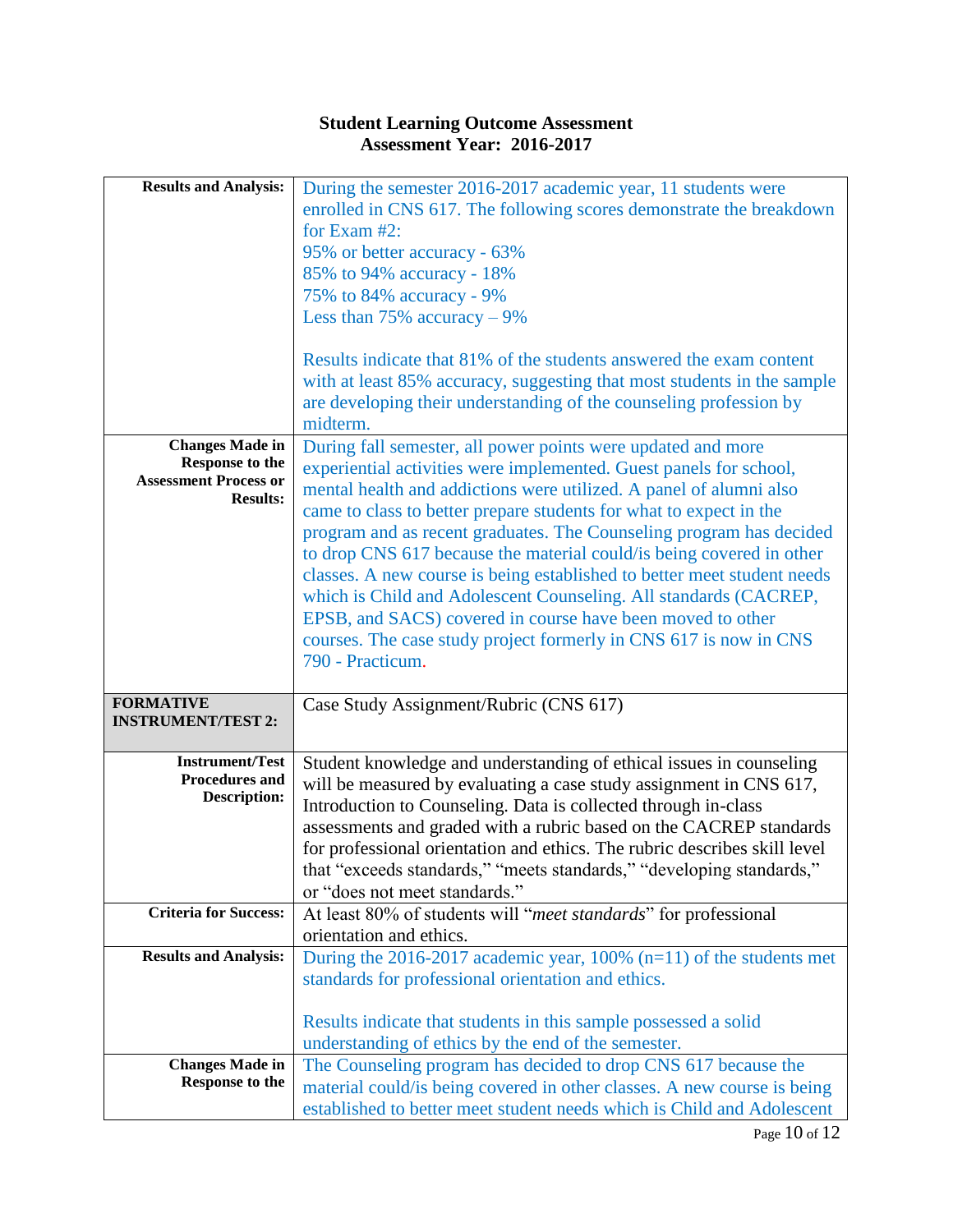**Student Learning Outcome Assessment**
**Assessment Year: 2016-2017**

| | |
|---|---|
| **Results and Analysis:** | During the semester 2016-2017 academic year, 11 students were enrolled in CNS 617. The following scores demonstrate the breakdown for Exam #2:<br>95% or better accuracy - 63%<br>85% to 94% accuracy - 18%<br>75% to 84% accuracy - 9%<br>Less than 75% accuracy – 9%<br><br>Results indicate that 81% of the students answered the exam content with at least 85% accuracy, suggesting that most students in the sample are developing their understanding of the counseling profession by midterm. |
| **Changes Made in Response to the Assessment Process or Results:** | During fall semester, all power points were updated and more experiential activities were implemented. Guest panels for school, mental health and addictions were utilized. A panel of alumni also came to class to better prepare students for what to expect in the program and as recent graduates. The Counseling program has decided to drop CNS 617 because the material could/is being covered in other classes. A new course is being established to better meet student needs which is Child and Adolescent Counseling. All standards (CACREP, EPSB, and SACS) covered in course have been moved to other courses. The case study project formerly in CNS 617 is now in CNS 790 - Practicum. |
| **FORMATIVE INSTRUMENT/TEST 2:** | Case Study Assignment/Rubric (CNS 617) |
| **Instrument/Test Procedures and Description:** | Student knowledge and understanding of ethical issues in counseling will be measured by evaluating a case study assignment in CNS 617, Introduction to Counseling. Data is collected through in-class assessments and graded with a rubric based on the CACREP standards for professional orientation and ethics. The rubric describes skill level that "exceeds standards," "meets standards," "developing standards," or "does not meet standards." |
| **Criteria for Success:** | At least 80% of students will "*meet standards*" for professional orientation and ethics. |
| **Results and Analysis:** | During the 2016-2017 academic year, 100% (n=11) of the students met standards for professional orientation and ethics.<br><br>Results indicate that students in this sample possessed a solid understanding of ethics by the end of the semester. |
| **Changes Made in Response to the** | The Counseling program has decided to drop CNS 617 because the material could/is being covered in other classes. A new course is being established to better meet student needs which is Child and Adolescent |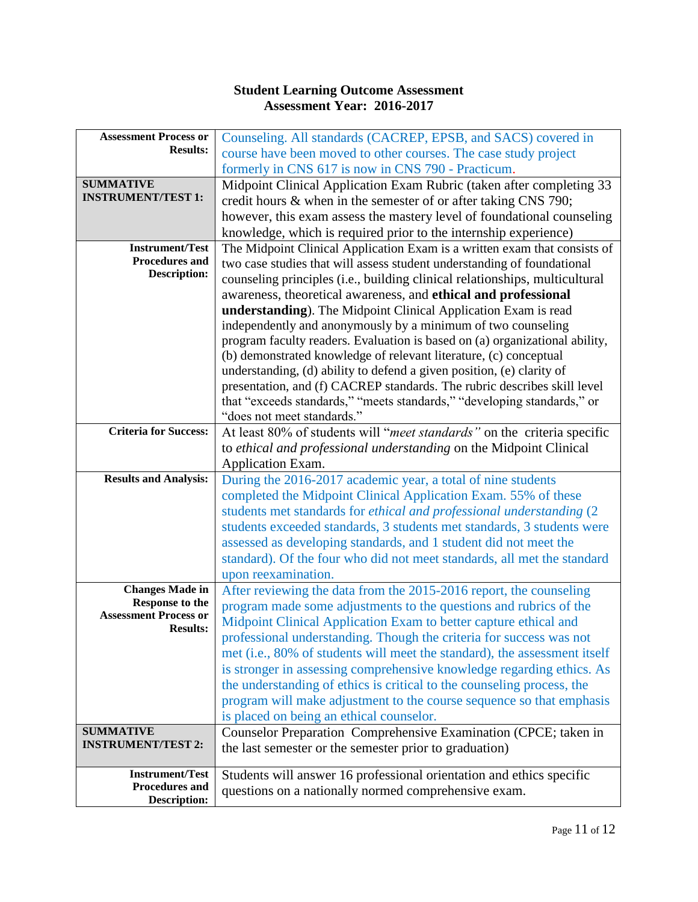**Student Learning Outcome Assessment**
**Assessment Year: 2016-2017**

| | |
|---|---|
| **Assessment Process or Results:** | Counseling. All standards (CACREP, EPSB, and SACS) covered in course have been moved to other courses. The case study project formerly in CNS 617 is now in CNS 790 - Practicum. |
| **SUMMATIVE INSTRUMENT/TEST 1:** | Midpoint Clinical Application Exam Rubric (taken after completing 33 credit hours & when in the semester of or after taking CNS 790; however, this exam assess the mastery level of foundational counseling knowledge, which is required prior to the internship experience) |
| **Instrument/Test Procedures and Description:** | The Midpoint Clinical Application Exam is a written exam that consists of two case studies that will assess student understanding of foundational counseling principles (i.e., building clinical relationships, multicultural awareness, theoretical awareness, and **ethical and professional understanding**). The Midpoint Clinical Application Exam is read independently and anonymously by a minimum of two counseling program faculty readers. Evaluation is based on (a) organizational ability, (b) demonstrated knowledge of relevant literature, (c) conceptual understanding, (d) ability to defend a given position, (e) clarity of presentation, and (f) CACREP standards. The rubric describes skill level that "exceeds standards," "meets standards," "developing standards," or "does not meet standards." |
| **Criteria for Success:** | At least 80% of students will "*meet standards"* on the criteria specific to *ethical and professional understanding* on the Midpoint Clinical Application Exam. |
| **Results and Analysis:** | During the 2016-2017 academic year, a total of nine students completed the Midpoint Clinical Application Exam. 55% of these students met standards for *ethical and professional understanding* (2 students exceeded standards, 3 students met standards, 3 students were assessed as developing standards, and 1 student did not meet the standard). Of the four who did not meet standards, all met the standard upon reexamination. |
| **Changes Made in Response to the Assessment Process or Results:** | After reviewing the data from the 2015-2016 report, the counseling program made some adjustments to the questions and rubrics of the Midpoint Clinical Application Exam to better capture ethical and professional understanding. Though the criteria for success was not met (i.e., 80% of students will meet the standard), the assessment itself is stronger in assessing comprehensive knowledge regarding ethics. As the understanding of ethics is critical to the counseling process, the program will make adjustment to the course sequence so that emphasis is placed on being an ethical counselor. |
| **SUMMATIVE INSTRUMENT/TEST 2:** | Counselor Preparation Comprehensive Examination (CPCE; taken in the last semester or the semester prior to graduation) |
| **Instrument/Test Procedures and Description:** | Students will answer 16 professional orientation and ethics specific questions on a nationally normed comprehensive exam. |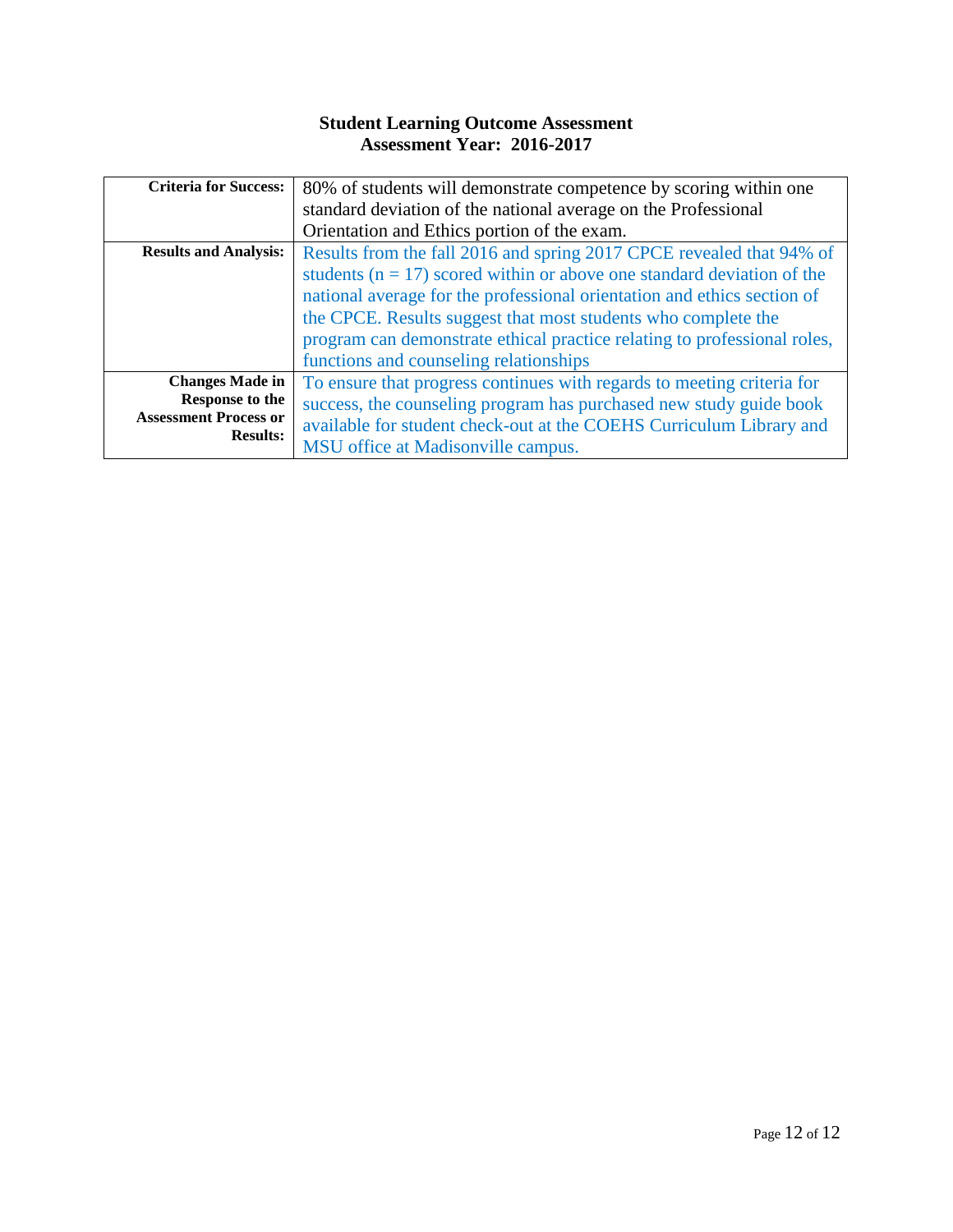**Student Learning Outcome Assessment**
**Assessment Year: 2016-2017**

| | |
|---|---|
| **Criteria for Success:** | 80% of students will demonstrate competence by scoring within one standard deviation of the national average on the Professional Orientation and Ethics portion of the exam. |
| **Results and Analysis:** | Results from the fall 2016 and spring 2017 CPCE revealed that 94% of students (n = 17) scored within or above one standard deviation of the national average for the professional orientation and ethics section of the CPCE. Results suggest that most students who complete the program can demonstrate ethical practice relating to professional roles, functions and counseling relationships |
| **Changes Made in Response to the Assessment Process or Results:** | To ensure that progress continues with regards to meeting criteria for success, the counseling program has purchased new study guide book available for student check-out at the COEHS Curriculum Library and MSU office at Madisonville campus. |